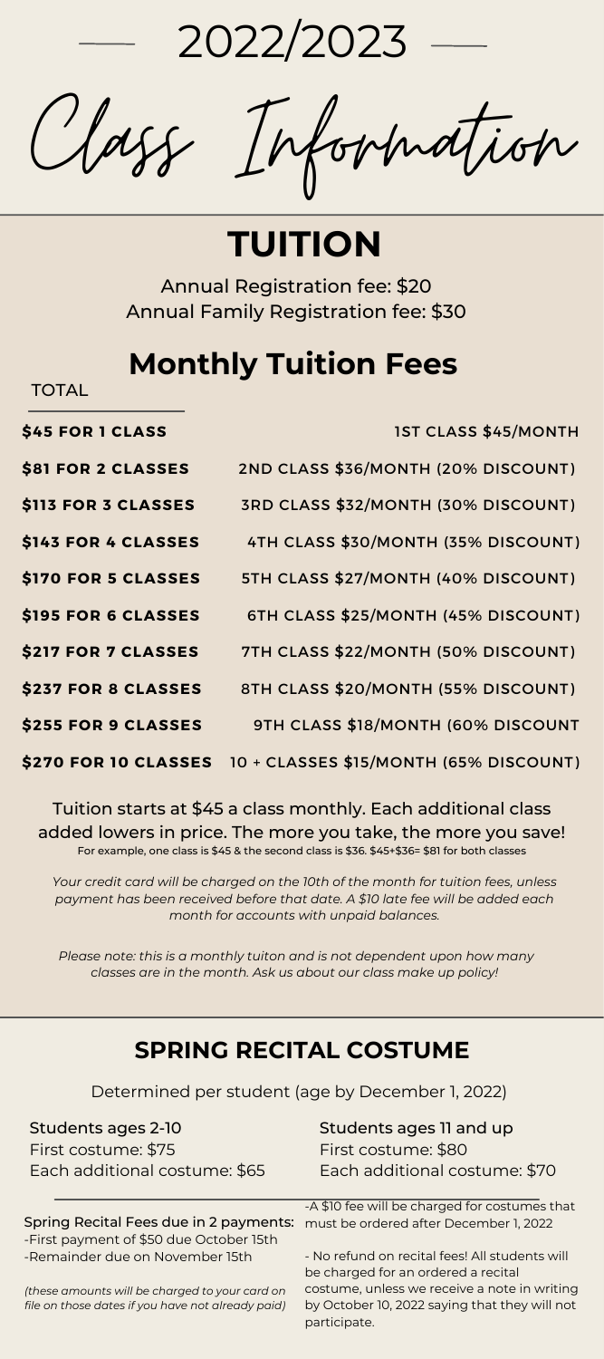# 2022/2023

# Class Information

## TUITION

Annual Registration fee: $20
Annual Family Registration fee: $30

## Monthly Tuition Fees

| TOTAL | |
|---|---|
| **$45 FOR 1 CLASS** | **1ST CLASS $45/MONTH** |
| **$81 FOR 2 CLASSES** | **2ND CLASS $36/MONTH (20% DISCOUNT)** |
| **$113 FOR 3 CLASSES** | **3RD CLASS $32/MONTH (30% DISCOUNT)** |
| **$143 FOR 4 CLASSES** | **4TH CLASS $30/MONTH (35% DISCOUNT)** |
| **$170 FOR 5 CLASSES** | **5TH CLASS $27/MONTH (40% DISCOUNT)** |
| **$195 FOR 6 CLASSES** | **6TH CLASS $25/MONTH (45% DISCOUNT)** |
| **$217 FOR 7 CLASSES** | **7TH CLASS $22/MONTH (50% DISCOUNT)** |
| **$237 FOR 8 CLASSES** | **8TH CLASS $20/MONTH (55% DISCOUNT)** |
| **$255 FOR 9 CLASSES** | **9TH CLASS $18/MONTH (60% DISCOUNT** |
| **$270 FOR 10 CLASSES** | **10 + CLASSES $15/MONTH (65% DISCOUNT)** |

Tuition starts at $45 a class monthly. Each additional class added lowers in price. The more you take, the more you save!
For example, one class is $45 & the second class is $36. $45+$36= $81 for both classes

*Your credit card will be charged on the 10th of the month for tuition fees, unless payment has been received before that date. A $10 late fee will be added each month for accounts with unpaid balances.*

*Please note: this is a monthly tuiton and is not dependent upon how many classes are in the month. Ask us about our class make up policy!*

## SPRING RECITAL COSTUME

Determined per student (age by December 1, 2022)

Students ages 2-10
First costume: $75
Each additional costume: $65

Students ages 11 and up
First costume: $80
Each additional costume: $70

Spring Recital Fees due in 2 payments:
-First payment of $50 due October 15th
-Remainder due on November 15th

*(these amounts will be charged to your card on file on those dates if you have not already paid)*

-A $10 fee will be charged for costumes that must be ordered after December 1, 2022

- No refund on recital fees! All students will be charged for an ordered a recital costume, unless we receive a note in writing by October 10, 2022 saying that they will not participate.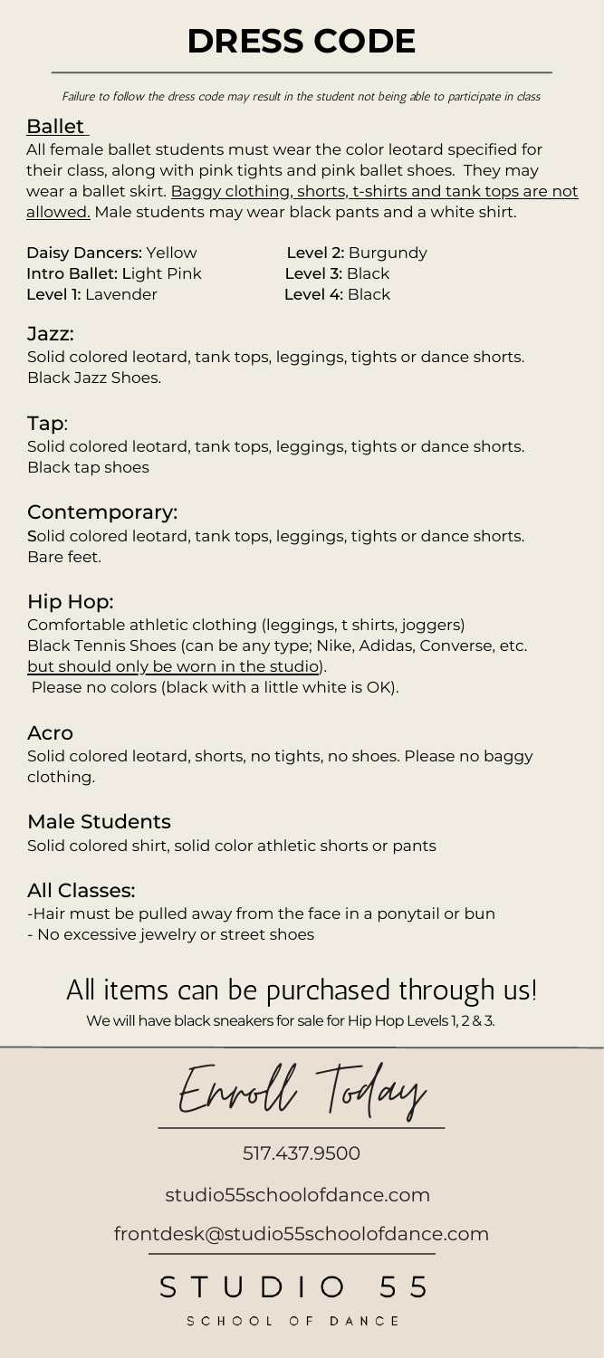# DRESS CODE

*Failure to follow the dress code may result in the student not being able to participate in class*

## Ballet

All female ballet students must wear the color leotard specified for their class, along with pink tights and pink ballet shoes. They may wear a ballet skirt. Baggy clothing, shorts, t-shirts and tank tops are not allowed. Male students may wear black pants and a white shirt.

| | |
|---|---|
| **Daisy Dancers:** Yellow | **Level 2:** Burgundy |
| **Intro Ballet:** Light Pink | **Level 3:** Black |
| **Level 1:** Lavender | **Level 4:** Black |

## Jazz:

Solid colored leotard, tank tops, leggings, tights or dance shorts. Black Jazz Shoes.

## Tap:

Solid colored leotard, tank tops, leggings, tights or dance shorts. Black tap shoes

## Contemporary:

Solid colored leotard, tank tops, leggings, tights or dance shorts. Bare feet.

## Hip Hop:

Comfortable athletic clothing (leggings, t shirts, joggers)
Black Tennis Shoes (can be any type; Nike, Adidas, Converse, etc. but should only be worn in the studio).
Please no colors (black with a little white is OK).

## Acro

Solid colored leotard, shorts, no tights, no shoes. Please no baggy clothing.

## Male Students

Solid colored shirt, solid color athletic shorts or pants

## All Classes:

- Hair must be pulled away from the face in a ponytail or bun
- No excessive jewelry or street shoes

# All items can be purchased through us!

We will have black sneakers for sale for Hip Hop Levels 1, 2 & 3.

## Enroll Today

517.437.9500

studio55schoolofdance.com

frontdesk@studio55schoolofdance.com

STUDIO 55

SCHOOL OF DANCE